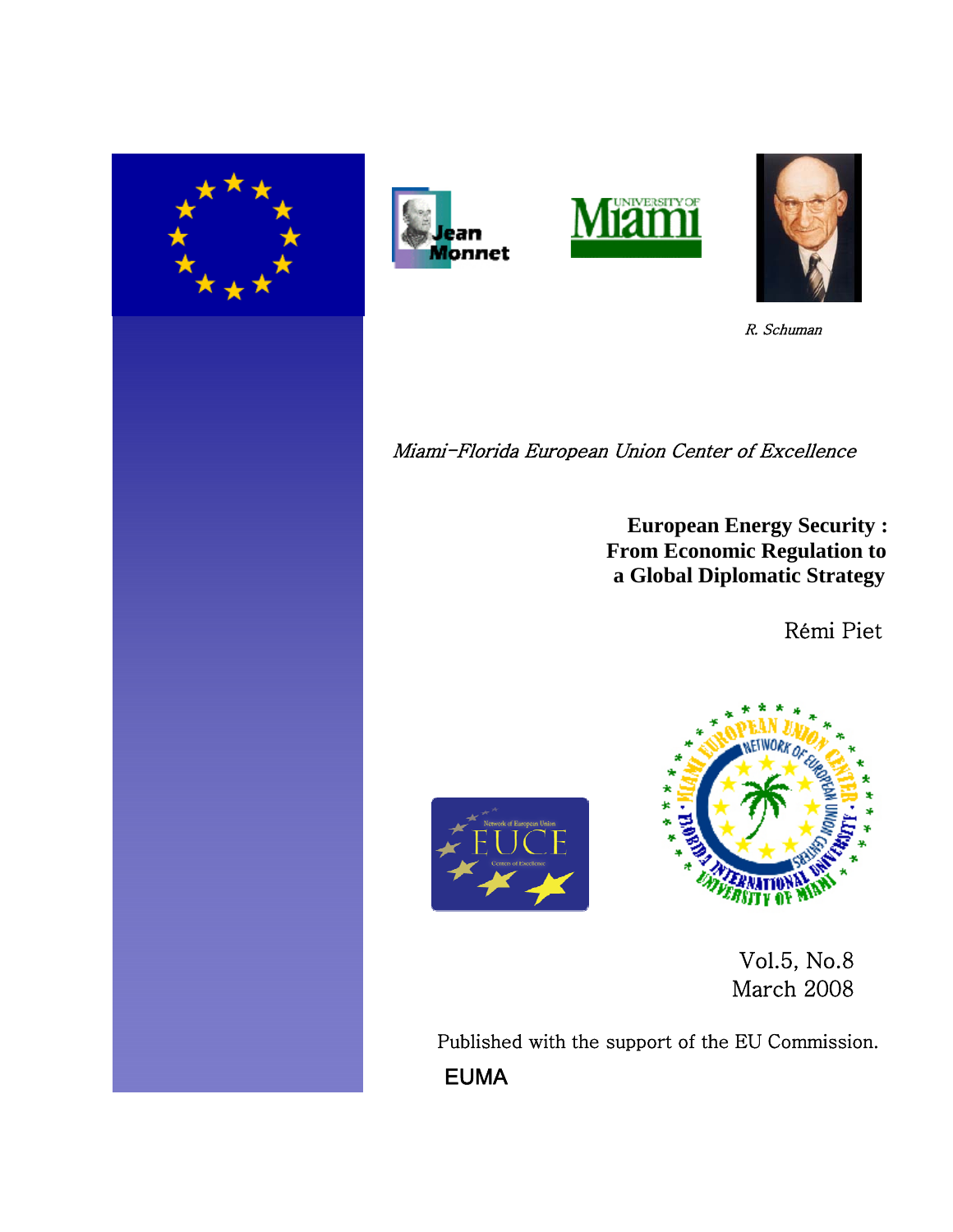R. Schuman

*Miami-Florida European Union Center of Excellence*

# European Energy Security : From Economic Regulation to a Global Diplomatic Strategy

Rémi Piet

Vol.5, No.8
March 2008

Published with the support of the EU Commission.

EUMA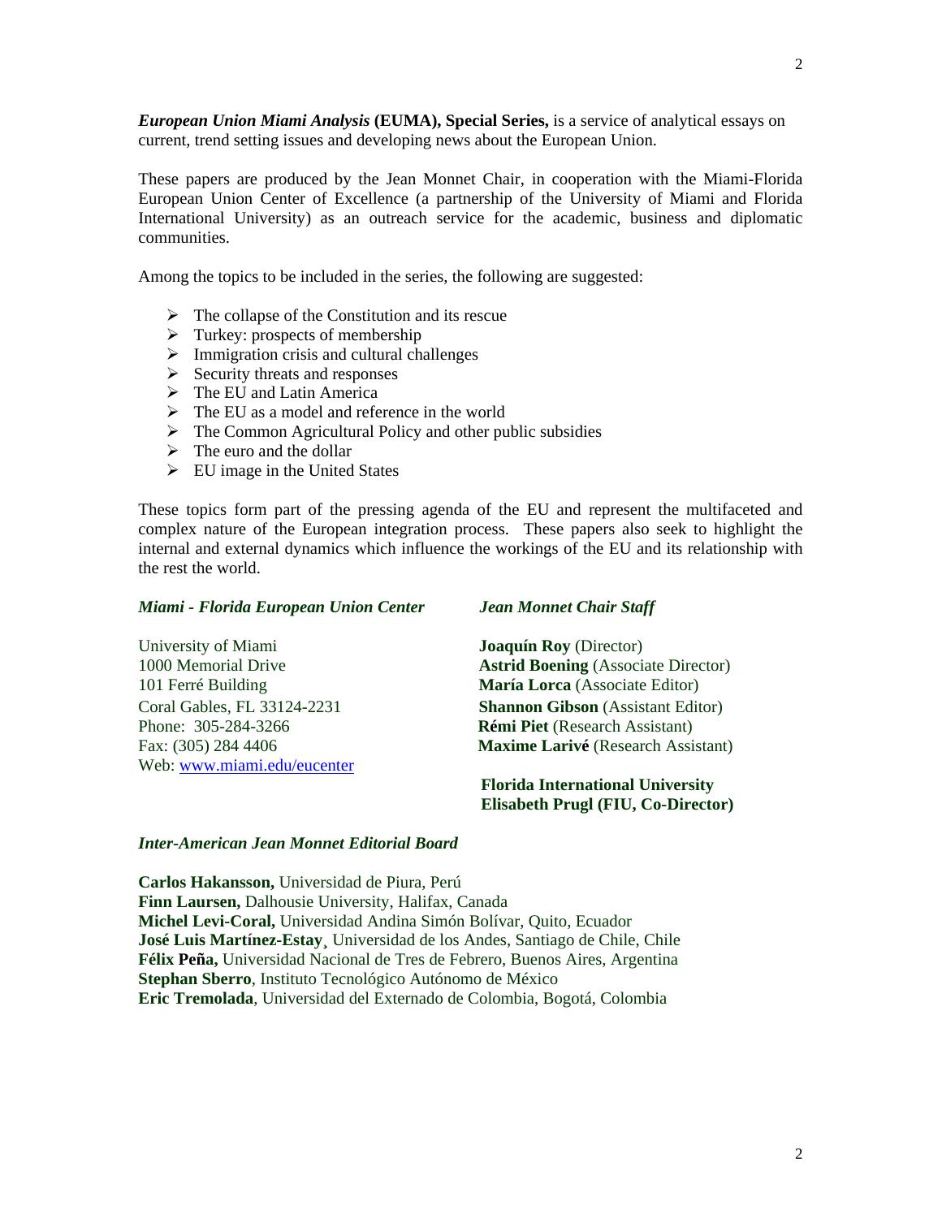***European Union Miami Analysis*** **(EUMA), Special Series,** is a service of analytical essays on current, trend setting issues and developing news about the European Union.

These papers are produced by the Jean Monnet Chair, in cooperation with the Miami-Florida European Union Center of Excellence (a partnership of the University of Miami and Florida International University) as an outreach service for the academic, business and diplomatic communities.

Among the topics to be included in the series, the following are suggested:

- The collapse of the Constitution and its rescue
- Turkey: prospects of membership
- Immigration crisis and cultural challenges
- Security threats and responses
- The EU and Latin America
- The EU as a model and reference in the world
- The Common Agricultural Policy and other public subsidies
- The euro and the dollar
- EU image in the United States

These topics form part of the pressing agenda of the EU and represent the multifaceted and complex nature of the European integration process. These papers also seek to highlight the internal and external dynamics which influence the workings of the EU and its relationship with the rest the world.

***Miami - Florida European Union Center***

University of Miami
1000 Memorial Drive
101 Ferré Building
Coral Gables, FL 33124-2231
Phone: 305-284-3266
Fax: (305) 284 4406
Web: www.miami.edu/eucenter

***Jean Monnet Chair Staff***

**Joaquín Roy** (Director)
**Astrid Boening** (Associate Director)
**María Lorca** (Associate Editor)
**Shannon Gibson** (Assistant Editor)
**Rémi Piet** (Research Assistant)
**Maxime Larivé** (Research Assistant)

**Florida International University**
**Elisabeth Prugl (FIU, Co-Director)**

***Inter-American Jean Monnet Editorial Board***

**Carlos Hakansson,** Universidad de Piura, Perú
**Finn Laursen,** Dalhousie University, Halifax, Canada
**Michel Levi-Coral,** Universidad Andina Simón Bolívar, Quito, Ecuador
**José Luis Martínez-Estay**, Universidad de los Andes, Santiago de Chile, Chile
**Félix Peña,** Universidad Nacional de Tres de Febrero, Buenos Aires, Argentina
**Stephan Sberro**, Instituto Tecnológico Autónomo de México
**Eric Tremolada**, Universidad del Externado de Colombia, Bogotá, Colombia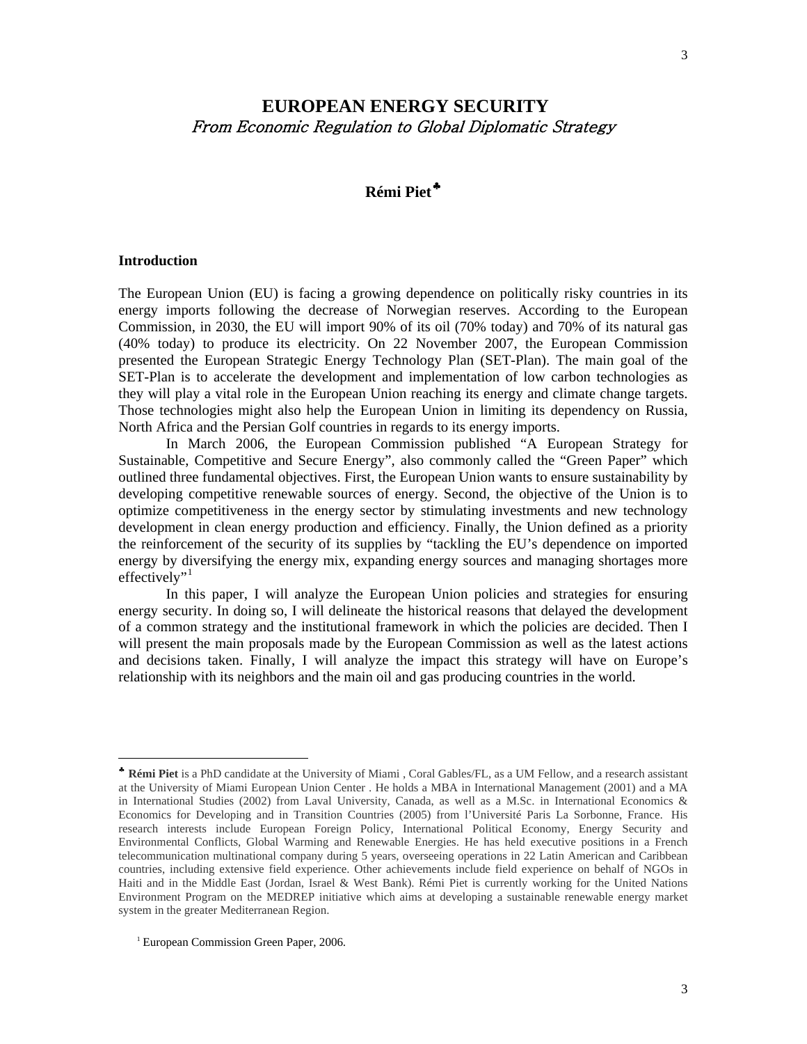# EUROPEAN ENERGY SECURITY

*From Economic Regulation to Global Diplomatic Strategy*

**Rémi Piet**♣

## Introduction

The European Union (EU) is facing a growing dependence on politically risky countries in its energy imports following the decrease of Norwegian reserves. According to the European Commission, in 2030, the EU will import 90% of its oil (70% today) and 70% of its natural gas (40% today) to produce its electricity. On 22 November 2007, the European Commission presented the European Strategic Energy Technology Plan (SET-Plan). The main goal of the SET-Plan is to accelerate the development and implementation of low carbon technologies as they will play a vital role in the European Union reaching its energy and climate change targets. Those technologies might also help the European Union in limiting its dependency on Russia, North Africa and the Persian Golf countries in regards to its energy imports.

In March 2006, the European Commission published "A European Strategy for Sustainable, Competitive and Secure Energy", also commonly called the "Green Paper" which outlined three fundamental objectives. First, the European Union wants to ensure sustainability by developing competitive renewable sources of energy. Second, the objective of the Union is to optimize competitiveness in the energy sector by stimulating investments and new technology development in clean energy production and efficiency. Finally, the Union defined as a priority the reinforcement of the security of its supplies by "tackling the EU's dependence on imported energy by diversifying the energy mix, expanding energy sources and managing shortages more effectively"[1]

In this paper, I will analyze the European Union policies and strategies for ensuring energy security. In doing so, I will delineate the historical reasons that delayed the development of a common strategy and the institutional framework in which the policies are decided. Then I will present the main proposals made by the European Commission as well as the latest actions and decisions taken. Finally, I will analyze the impact this strategy will have on Europe's relationship with its neighbors and the main oil and gas producing countries in the world.

---

♣ **Rémi Piet** is a PhD candidate at the University of Miami , Coral Gables/FL, as a UM Fellow, and a research assistant at the University of Miami European Union Center . He holds a MBA in International Management (2001) and a MA in International Studies (2002) from Laval University, Canada, as well as a M.Sc. in International Economics & Economics for Developing and in Transition Countries (2005) from l'Université Paris La Sorbonne, France. His research interests include European Foreign Policy, International Political Economy, Energy Security and Environmental Conflicts, Global Warming and Renewable Energies. He has held executive positions in a French telecommunication multinational company during 5 years, overseeing operations in 22 Latin American and Caribbean countries, including extensive field experience. Other achievements include field experience on behalf of NGOs in Haiti and in the Middle East (Jordan, Israel & West Bank). Rémi Piet is currently working for the United Nations Environment Program on the MEDREP initiative which aims at developing a sustainable renewable energy market system in the greater Mediterranean Region.

[1] European Commission Green Paper, 2006.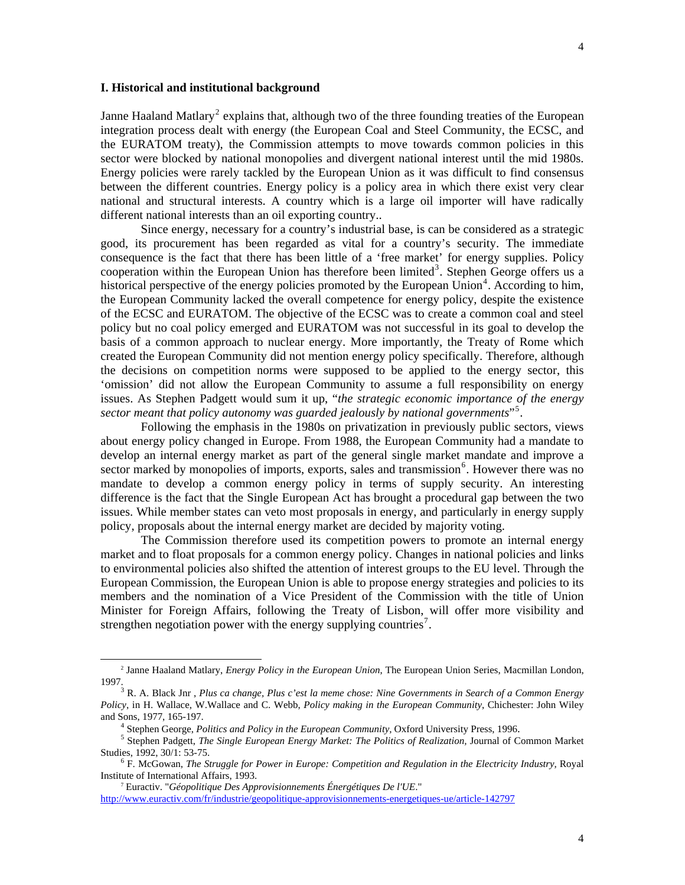## I. Historical and institutional background

Janne Haaland Matlary[2] explains that, although two of the three founding treaties of the European integration process dealt with energy (the European Coal and Steel Community, the ECSC, and the EURATOM treaty), the Commission attempts to move towards common policies in this sector were blocked by national monopolies and divergent national interest until the mid 1980s. Energy policies were rarely tackled by the European Union as it was difficult to find consensus between the different countries. Energy policy is a policy area in which there exist very clear national and structural interests. A country which is a large oil importer will have radically different national interests than an oil exporting country..

Since energy, necessary for a country's industrial base, is can be considered as a strategic good, its procurement has been regarded as vital for a country's security. The immediate consequence is the fact that there has been little of a 'free market' for energy supplies. Policy cooperation within the European Union has therefore been limited[3]. Stephen George offers us a historical perspective of the energy policies promoted by the European Union[4]. According to him, the European Community lacked the overall competence for energy policy, despite the existence of the ECSC and EURATOM. The objective of the ECSC was to create a common coal and steel policy but no coal policy emerged and EURATOM was not successful in its goal to develop the basis of a common approach to nuclear energy. More importantly, the Treaty of Rome which created the European Community did not mention energy policy specifically. Therefore, although the decisions on competition norms were supposed to be applied to the energy sector, this 'omission' did not allow the European Community to assume a full responsibility on energy issues. As Stephen Padgett would sum it up, "*the strategic economic importance of the energy sector meant that policy autonomy was guarded jealously by national governments*"[5].

Following the emphasis in the 1980s on privatization in previously public sectors, views about energy policy changed in Europe. From 1988, the European Community had a mandate to develop an internal energy market as part of the general single market mandate and improve a sector marked by monopolies of imports, exports, sales and transmission[6]. However there was no mandate to develop a common energy policy in terms of supply security. An interesting difference is the fact that the Single European Act has brought a procedural gap between the two issues. While member states can veto most proposals in energy, and particularly in energy supply policy, proposals about the internal energy market are decided by majority voting.

The Commission therefore used its competition powers to promote an internal energy market and to float proposals for a common energy policy. Changes in national policies and links to environmental policies also shifted the attention of interest groups to the EU level. Through the European Commission, the European Union is able to propose energy strategies and policies to its members and the nomination of a Vice President of the Commission with the title of Union Minister for Foreign Affairs, following the Treaty of Lisbon, will offer more visibility and strengthen negotiation power with the energy supplying countries[7].

---

[2] Janne Haaland Matlary, *Energy Policy in the European Union*, The European Union Series, Macmillan London, 1997.

[3] R. A. Black Jnr , *Plus ca change, Plus c'est la meme chose: Nine Governments in Search of a Common Energy Policy*, in H. Wallace, W.Wallace and C. Webb, *Policy making in the European Community*, Chichester: John Wiley and Sons, 1977, 165-197.

[4] Stephen George, *Politics and Policy in the European Community*, Oxford University Press, 1996.

[5] Stephen Padgett, *The Single European Energy Market: The Politics of Realization*, Journal of Common Market Studies, 1992, 30/1: 53-75.

[6] F. McGowan, *The Struggle for Power in Europe: Competition and Regulation in the Electricity Industry*, Royal Institute of International Affairs, 1993.

[7] Euractiv. "*Géopolitique Des Approvisionnements Énergétiques De l'UE*." http://www.euractiv.com/fr/industrie/geopolitique-approvisionnements-energetiques-ue/article-142797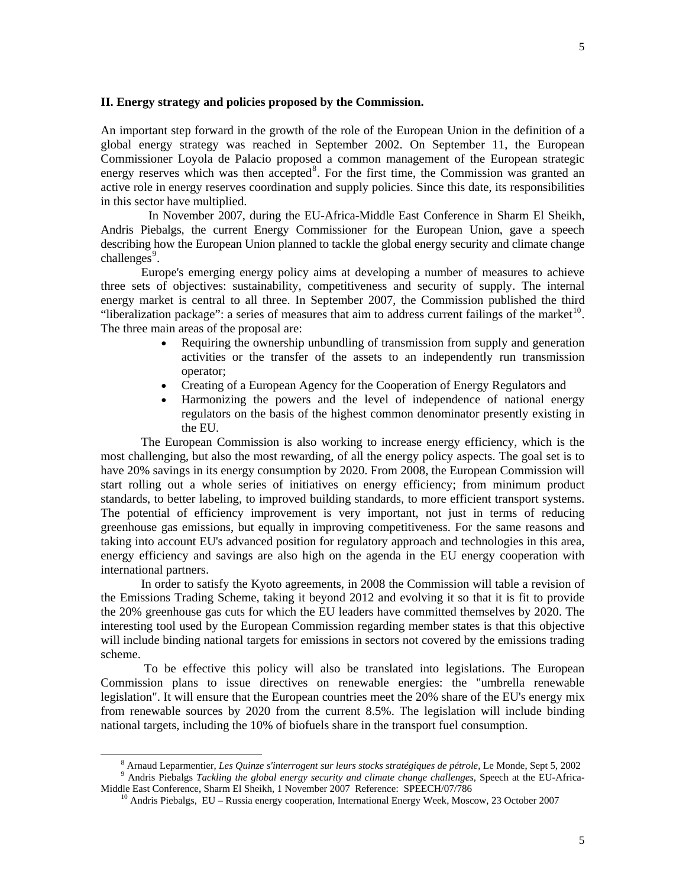## II. Energy strategy and policies proposed by the Commission.

An important step forward in the growth of the role of the European Union in the definition of a global energy strategy was reached in September 2002. On September 11, the European Commissioner Loyola de Palacio proposed a common management of the European strategic energy reserves which was then accepted[8]. For the first time, the Commission was granted an active role in energy reserves coordination and supply policies. Since this date, its responsibilities in this sector have multiplied.

In November 2007, during the EU-Africa-Middle East Conference in Sharm El Sheikh, Andris Piebalgs, the current Energy Commissioner for the European Union, gave a speech describing how the European Union planned to tackle the global energy security and climate change challenges[9].

Europe's emerging energy policy aims at developing a number of measures to achieve three sets of objectives: sustainability, competitiveness and security of supply. The internal energy market is central to all three. In September 2007, the Commission published the third "liberalization package": a series of measures that aim to address current failings of the market[10]. The three main areas of the proposal are:

- Requiring the ownership unbundling of transmission from supply and generation activities or the transfer of the assets to an independently run transmission operator;
- Creating of a European Agency for the Cooperation of Energy Regulators and
- Harmonizing the powers and the level of independence of national energy regulators on the basis of the highest common denominator presently existing in the EU.

The European Commission is also working to increase energy efficiency, which is the most challenging, but also the most rewarding, of all the energy policy aspects. The goal set is to have 20% savings in its energy consumption by 2020. From 2008, the European Commission will start rolling out a whole series of initiatives on energy efficiency; from minimum product standards, to better labeling, to improved building standards, to more efficient transport systems. The potential of efficiency improvement is very important, not just in terms of reducing greenhouse gas emissions, but equally in improving competitiveness. For the same reasons and taking into account EU's advanced position for regulatory approach and technologies in this area, energy efficiency and savings are also high on the agenda in the EU energy cooperation with international partners.

In order to satisfy the Kyoto agreements, in 2008 the Commission will table a revision of the Emissions Trading Scheme, taking it beyond 2012 and evolving it so that it is fit to provide the 20% greenhouse gas cuts for which the EU leaders have committed themselves by 2020. The interesting tool used by the European Commission regarding member states is that this objective will include binding national targets for emissions in sectors not covered by the emissions trading scheme.

To be effective this policy will also be translated into legislations. The European Commission plans to issue directives on renewable energies: the "umbrella renewable legislation". It will ensure that the European countries meet the 20% share of the EU's energy mix from renewable sources by 2020 from the current 8.5%. The legislation will include binding national targets, including the 10% of biofuels share in the transport fuel consumption.

---

[8] Arnaud Leparmentier, *Les Quinze s'interrogent sur leurs stocks stratégiques de pétrole*, Le Monde, Sept 5, 2002

[9] Andris Piebalgs *Tackling the global energy security and climate change challenges*, Speech at the EU-Africa-Middle East Conference, Sharm El Sheikh, 1 November 2007 Reference: SPEECH/07/786

[10] Andris Piebalgs, EU – Russia energy cooperation, International Energy Week, Moscow, 23 October 2007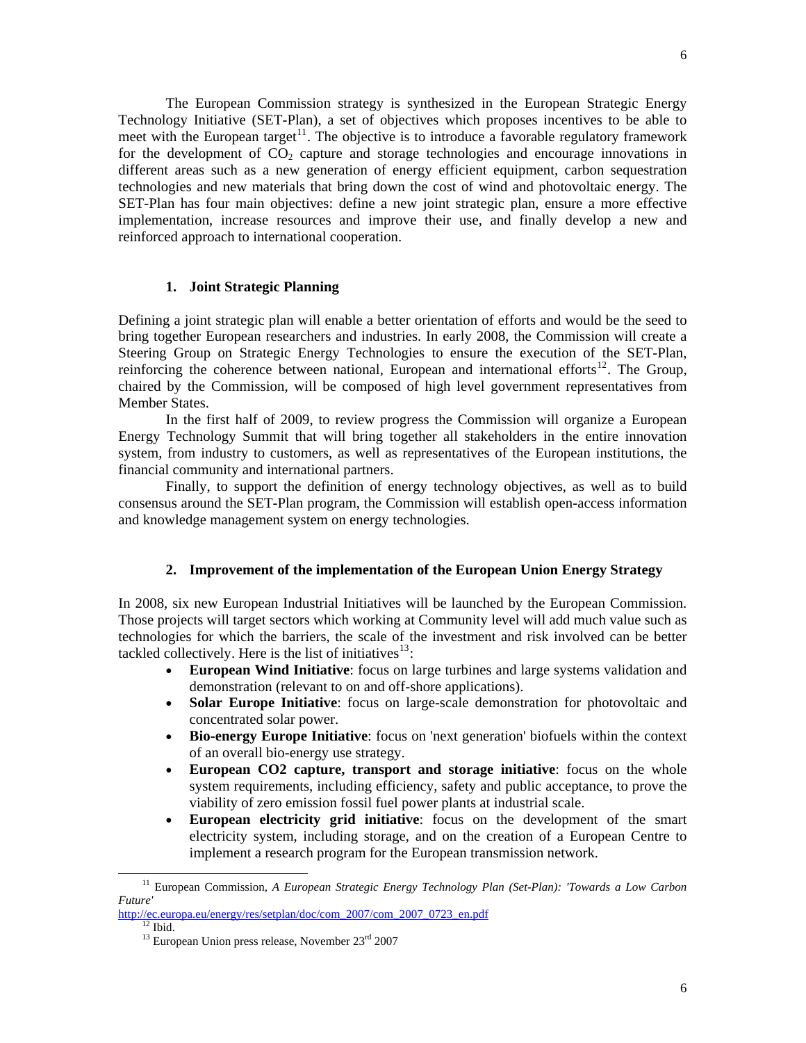The European Commission strategy is synthesized in the European Strategic Energy Technology Initiative (SET-Plan), a set of objectives which proposes incentives to be able to meet with the European target[11]. The objective is to introduce a favorable regulatory framework for the development of $CO_2$ capture and storage technologies and encourage innovations in different areas such as a new generation of energy efficient equipment, carbon sequestration technologies and new materials that bring down the cost of wind and photovoltaic energy. The SET-Plan has four main objectives: define a new joint strategic plan, ensure a more effective implementation, increase resources and improve their use, and finally develop a new and reinforced approach to international cooperation.

### 1. Joint Strategic Planning

Defining a joint strategic plan will enable a better orientation of efforts and would be the seed to bring together European researchers and industries. In early 2008, the Commission will create a Steering Group on Strategic Energy Technologies to ensure the execution of the SET-Plan, reinforcing the coherence between national, European and international efforts[12]. The Group, chaired by the Commission, will be composed of high level government representatives from Member States.

In the first half of 2009, to review progress the Commission will organize a European Energy Technology Summit that will bring together all stakeholders in the entire innovation system, from industry to customers, as well as representatives of the European institutions, the financial community and international partners.

Finally, to support the definition of energy technology objectives, as well as to build consensus around the SET-Plan program, the Commission will establish open-access information and knowledge management system on energy technologies.

### 2. Improvement of the implementation of the European Union Energy Strategy

In 2008, six new European Industrial Initiatives will be launched by the European Commission. Those projects will target sectors which working at Community level will add much value such as technologies for which the barriers, the scale of the investment and risk involved can be better tackled collectively. Here is the list of initiatives[13]:

- **European Wind Initiative**: focus on large turbines and large systems validation and demonstration (relevant to on and off-shore applications).
- **Solar Europe Initiative**: focus on large-scale demonstration for photovoltaic and concentrated solar power.
- **Bio-energy Europe Initiative**: focus on 'next generation' biofuels within the context of an overall bio-energy use strategy.
- **European CO2 capture, transport and storage initiative**: focus on the whole system requirements, including efficiency, safety and public acceptance, to prove the viability of zero emission fossil fuel power plants at industrial scale.
- **European electricity grid initiative**: focus on the development of the smart electricity system, including storage, and on the creation of a European Centre to implement a research program for the European transmission network.

---

[11] European Commission, *A European Strategic Energy Technology Plan (Set-Plan): 'Towards a Low Carbon Future'* http://ec.europa.eu/energy/res/setplan/doc/com_2007/com_2007_0723_en.pdf

[12] Ibid.

[13] European Union press release, November 23rd 2007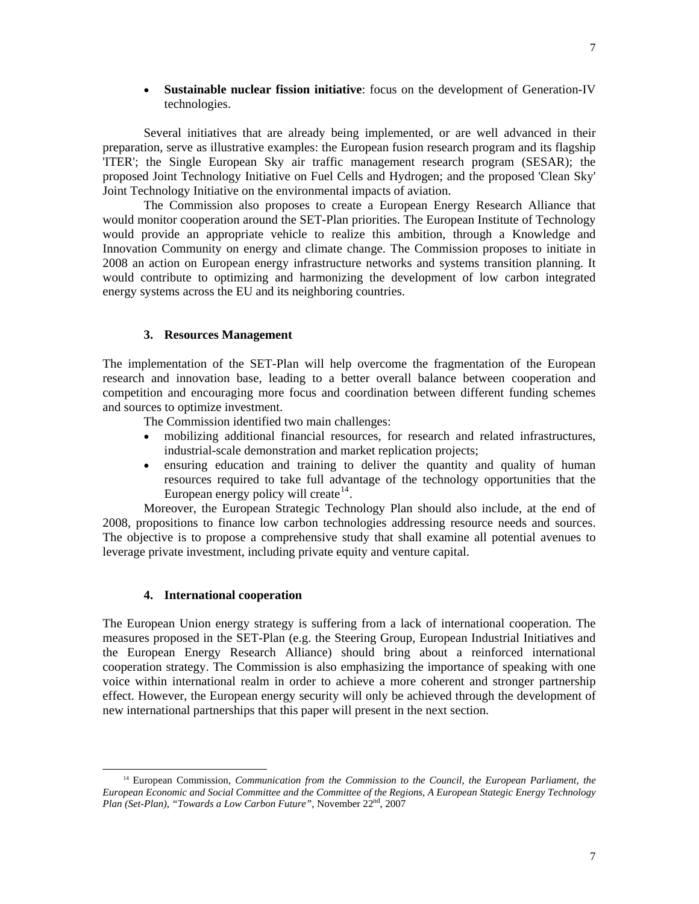- **Sustainable nuclear fission initiative**: focus on the development of Generation-IV technologies.

Several initiatives that are already being implemented, or are well advanced in their preparation, serve as illustrative examples: the European fusion research program and its flagship 'ITER'; the Single European Sky air traffic management research program (SESAR); the proposed Joint Technology Initiative on Fuel Cells and Hydrogen; and the proposed 'Clean Sky' Joint Technology Initiative on the environmental impacts of aviation.

The Commission also proposes to create a European Energy Research Alliance that would monitor cooperation around the SET-Plan priorities. The European Institute of Technology would provide an appropriate vehicle to realize this ambition, through a Knowledge and Innovation Community on energy and climate change. The Commission proposes to initiate in 2008 an action on European energy infrastructure networks and systems transition planning. It would contribute to optimizing and harmonizing the development of low carbon integrated energy systems across the EU and its neighboring countries.

### 3. Resources Management

The implementation of the SET-Plan will help overcome the fragmentation of the European research and innovation base, leading to a better overall balance between cooperation and competition and encouraging more focus and coordination between different funding schemes and sources to optimize investment.

The Commission identified two main challenges:

- mobilizing additional financial resources, for research and related infrastructures, industrial-scale demonstration and market replication projects;
- ensuring education and training to deliver the quantity and quality of human resources required to take full advantage of the technology opportunities that the European energy policy will create[14].

Moreover, the European Strategic Technology Plan should also include, at the end of 2008, propositions to finance low carbon technologies addressing resource needs and sources. The objective is to propose a comprehensive study that shall examine all potential avenues to leverage private investment, including private equity and venture capital.

### 4. International cooperation

The European Union energy strategy is suffering from a lack of international cooperation. The measures proposed in the SET-Plan (e.g. the Steering Group, European Industrial Initiatives and the European Energy Research Alliance) should bring about a reinforced international cooperation strategy. The Commission is also emphasizing the importance of speaking with one voice within international realm in order to achieve a more coherent and stronger partnership effect. However, the European energy security will only be achieved through the development of new international partnerships that this paper will present in the next section.

---

[14] European Commission, *Communication from the Commission to the Council, the European Parliament, the European Economic and Social Committee and the Committee of the Regions, A European Stategic Energy Technology Plan (Set-Plan), "Towards a Low Carbon Future"*, November 22nd, 2007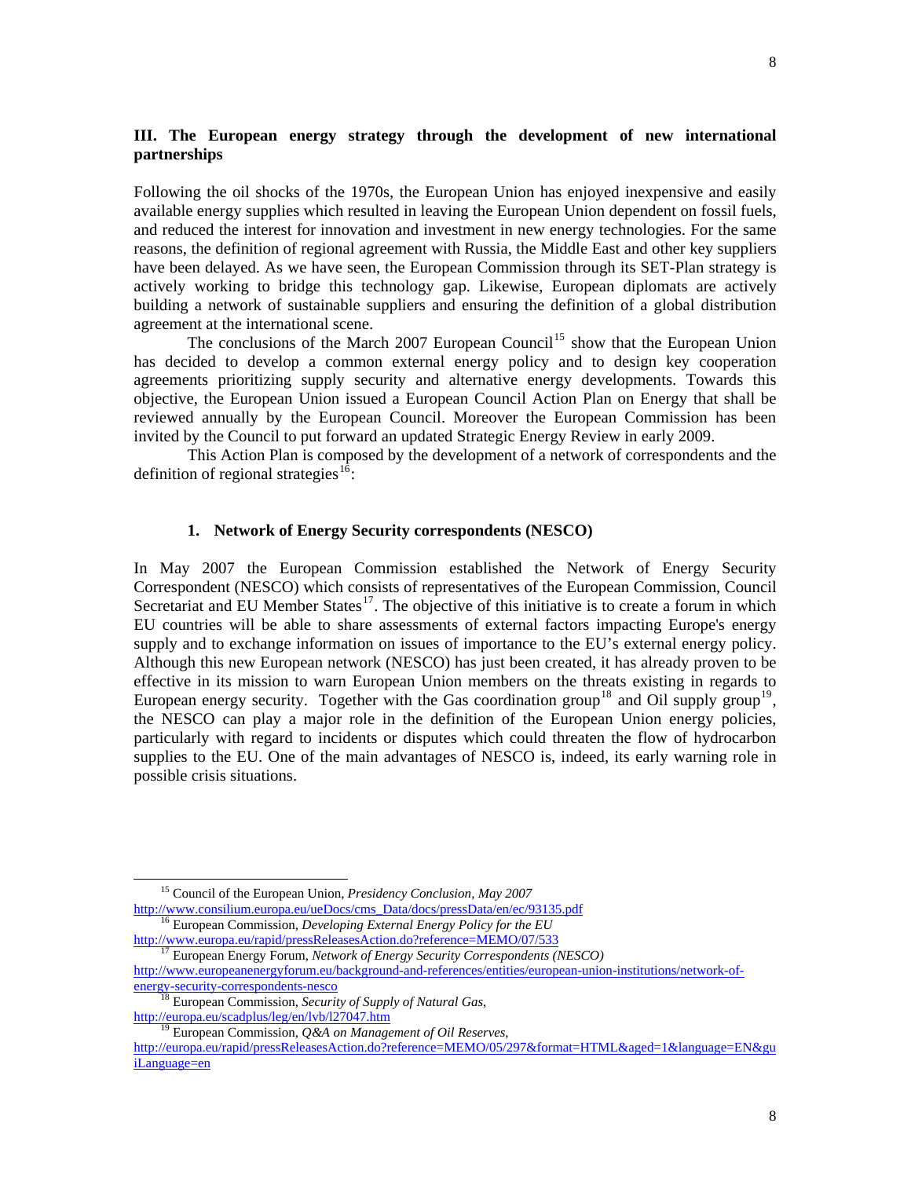## III. The European energy strategy through the development of new international partnerships

Following the oil shocks of the 1970s, the European Union has enjoyed inexpensive and easily available energy supplies which resulted in leaving the European Union dependent on fossil fuels, and reduced the interest for innovation and investment in new energy technologies. For the same reasons, the definition of regional agreement with Russia, the Middle East and other key suppliers have been delayed. As we have seen, the European Commission through its SET-Plan strategy is actively working to bridge this technology gap. Likewise, European diplomats are actively building a network of sustainable suppliers and ensuring the definition of a global distribution agreement at the international scene.

The conclusions of the March 2007 European Council[15] show that the European Union has decided to develop a common external energy policy and to design key cooperation agreements prioritizing supply security and alternative energy developments. Towards this objective, the European Union issued a European Council Action Plan on Energy that shall be reviewed annually by the European Council. Moreover the European Commission has been invited by the Council to put forward an updated Strategic Energy Review in early 2009.

This Action Plan is composed by the development of a network of correspondents and the definition of regional strategies[16]:

### 1. Network of Energy Security correspondents (NESCO)

In May 2007 the European Commission established the Network of Energy Security Correspondent (NESCO) which consists of representatives of the European Commission, Council Secretariat and EU Member States[17]. The objective of this initiative is to create a forum in which EU countries will be able to share assessments of external factors impacting Europe's energy supply and to exchange information on issues of importance to the EU's external energy policy. Although this new European network (NESCO) has just been created, it has already proven to be effective in its mission to warn European Union members on the threats existing in regards to European energy security. Together with the Gas coordination group[18] and Oil supply group[19], the NESCO can play a major role in the definition of the European Union energy policies, particularly with regard to incidents or disputes which could threaten the flow of hydrocarbon supplies to the EU. One of the main advantages of NESCO is, indeed, its early warning role in possible crisis situations.

---

[15] Council of the European Union, *Presidency Conclusion, May 2007* http://www.consilium.europa.eu/ueDocs/cms_Data/docs/pressData/en/ec/93135.pdf

[16] European Commission, *Developing External Energy Policy for the EU* http://www.europa.eu/rapid/pressReleasesAction.do?reference=MEMO/07/533

[17] European Energy Forum, *Network of Energy Security Correspondents (NESCO)* http://www.europeanenergyforum.eu/background-and-references/entities/european-union-institutions/network-of-energy-security-correspondents-nesco

[18] European Commission, *Security of Supply of Natural Gas*, http://europa.eu/scadplus/leg/en/lvb/l27047.htm

[19] European Commission, *Q&A on Management of Oil Reserves*, http://europa.eu/rapid/pressReleasesAction.do?reference=MEMO/05/297&format=HTML&aged=1&language=EN&guiLanguage=en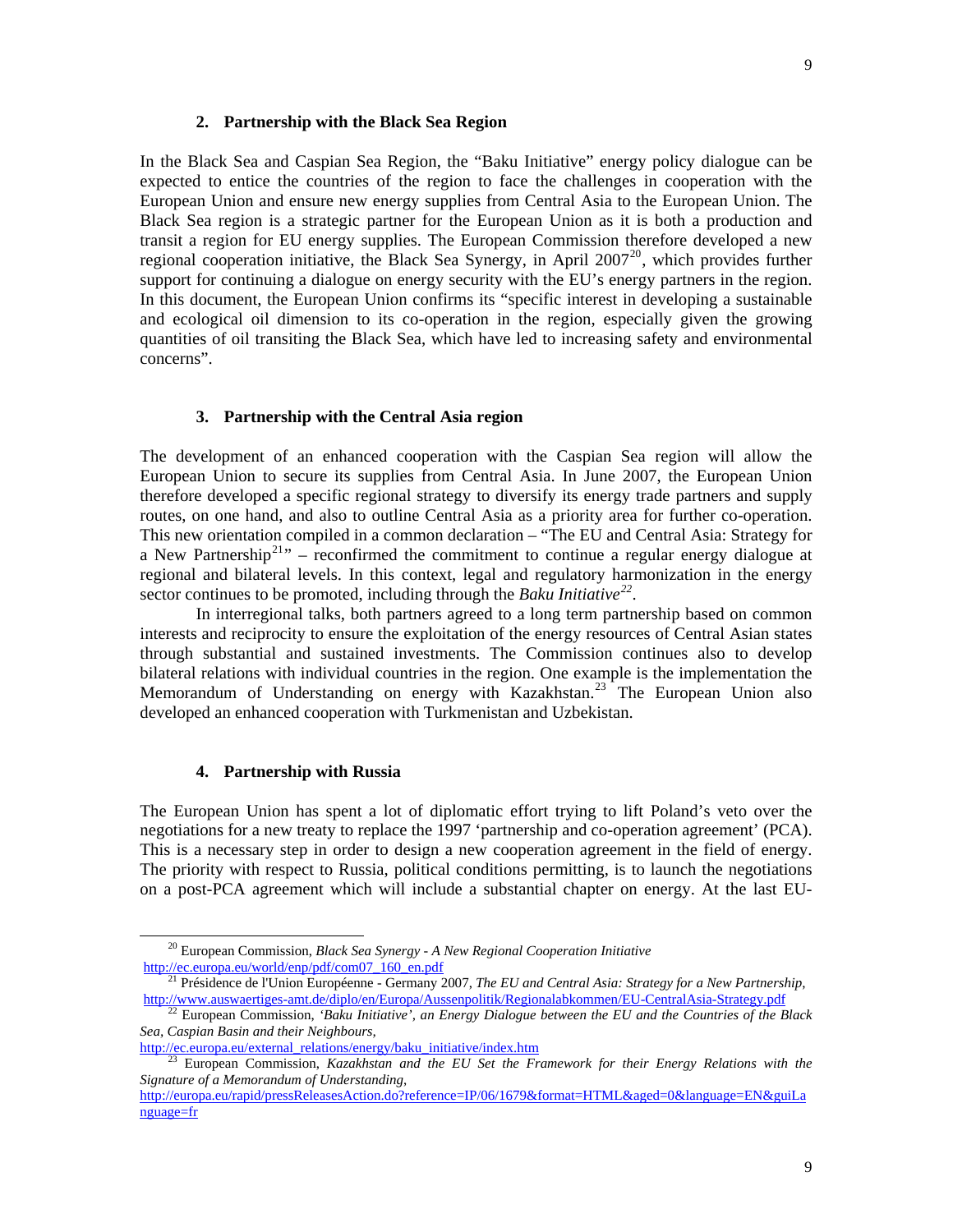### 2. Partnership with the Black Sea Region

In the Black Sea and Caspian Sea Region, the "Baku Initiative" energy policy dialogue can be expected to entice the countries of the region to face the challenges in cooperation with the European Union and ensure new energy supplies from Central Asia to the European Union. The Black Sea region is a strategic partner for the European Union as it is both a production and transit a region for EU energy supplies. The European Commission therefore developed a new regional cooperation initiative, the Black Sea Synergy, in April 2007[20], which provides further support for continuing a dialogue on energy security with the EU's energy partners in the region. In this document, the European Union confirms its "specific interest in developing a sustainable and ecological oil dimension to its co-operation in the region, especially given the growing quantities of oil transiting the Black Sea, which have led to increasing safety and environmental concerns".

### 3. Partnership with the Central Asia region

The development of an enhanced cooperation with the Caspian Sea region will allow the European Union to secure its supplies from Central Asia. In June 2007, the European Union therefore developed a specific regional strategy to diversify its energy trade partners and supply routes, on one hand, and also to outline Central Asia as a priority area for further co-operation. This new orientation compiled in a common declaration – "The EU and Central Asia: Strategy for a New Partnership[21]" – reconfirmed the commitment to continue a regular energy dialogue at regional and bilateral levels. In this context, legal and regulatory harmonization in the energy sector continues to be promoted, including through the *Baku Initiative*[22].

In interregional talks, both partners agreed to a long term partnership based on common interests and reciprocity to ensure the exploitation of the energy resources of Central Asian states through substantial and sustained investments. The Commission continues also to develop bilateral relations with individual countries in the region. One example is the implementation the Memorandum of Understanding on energy with Kazakhstan.[23] The European Union also developed an enhanced cooperation with Turkmenistan and Uzbekistan.

### 4. Partnership with Russia

The European Union has spent a lot of diplomatic effort trying to lift Poland's veto over the negotiations for a new treaty to replace the 1997 'partnership and co-operation agreement' (PCA). This is a necessary step in order to design a new cooperation agreement in the field of energy. The priority with respect to Russia, political conditions permitting, is to launch the negotiations on a post-PCA agreement which will include a substantial chapter on energy. At the last EU-

---

[20] European Commission, *Black Sea Synergy - A New Regional Cooperation Initiative* http://ec.europa.eu/world/enp/pdf/com07_160_en.pdf

[21] Présidence de l'Union Européenne - Germany 2007, *The EU and Central Asia: Strategy for a New Partnership*, http://www.auswaertiges-amt.de/diplo/en/Europa/Aussenpolitik/Regionalabkommen/EU-CentralAsia-Strategy.pdf

[22] European Commission, *'Baku Initiative', an Energy Dialogue between the EU and the Countries of the Black Sea, Caspian Basin and their Neighbours*, http://ec.europa.eu/external_relations/energy/baku_initiative/index.htm

[23] European Commission, *Kazakhstan and the EU Set the Framework for their Energy Relations with the Signature of a Memorandum of Understanding*, http://europa.eu/rapid/pressReleasesAction.do?reference=IP/06/1679&format=HTML&aged=0&language=EN&guiLanguage=fr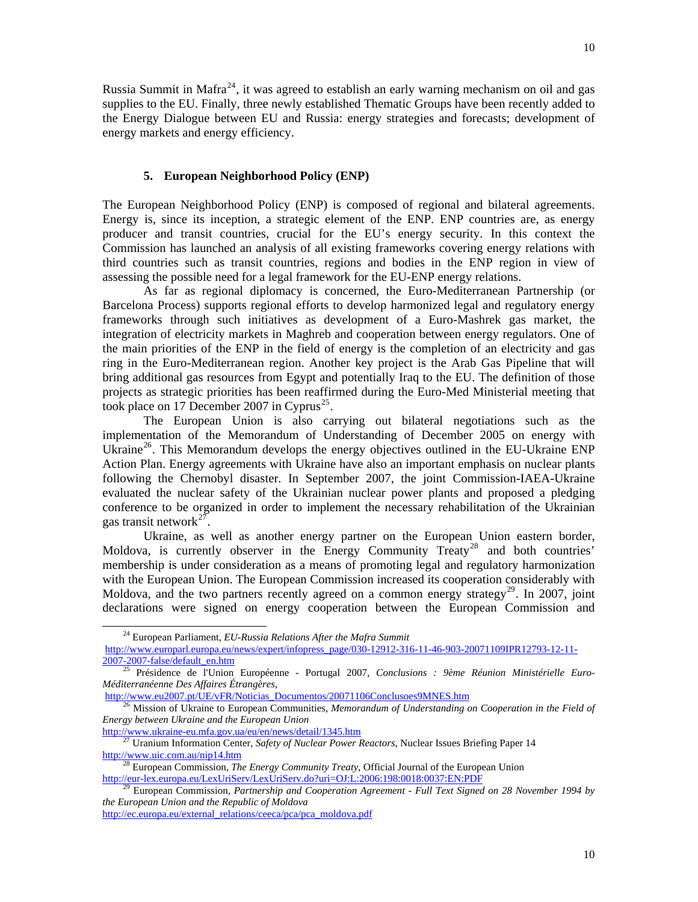Russia Summit in Mafra[24], it was agreed to establish an early warning mechanism on oil and gas supplies to the EU. Finally, three newly established Thematic Groups have been recently added to the Energy Dialogue between EU and Russia: energy strategies and forecasts; development of energy markets and energy efficiency.

## 5. European Neighborhood Policy (ENP)

The European Neighborhood Policy (ENP) is composed of regional and bilateral agreements. Energy is, since its inception, a strategic element of the ENP. ENP countries are, as energy producer and transit countries, crucial for the EU's energy security. In this context the Commission has launched an analysis of all existing frameworks covering energy relations with third countries such as transit countries, regions and bodies in the ENP region in view of assessing the possible need for a legal framework for the EU-ENP energy relations.

As far as regional diplomacy is concerned, the Euro-Mediterranean Partnership (or Barcelona Process) supports regional efforts to develop harmonized legal and regulatory energy frameworks through such initiatives as development of a Euro-Mashrek gas market, the integration of electricity markets in Maghreb and cooperation between energy regulators. One of the main priorities of the ENP in the field of energy is the completion of an electricity and gas ring in the Euro-Mediterranean region. Another key project is the Arab Gas Pipeline that will bring additional gas resources from Egypt and potentially Iraq to the EU. The definition of those projects as strategic priorities has been reaffirmed during the Euro-Med Ministerial meeting that took place on 17 December 2007 in Cyprus[25].

The European Union is also carrying out bilateral negotiations such as the implementation of the Memorandum of Understanding of December 2005 on energy with Ukraine[26]. This Memorandum develops the energy objectives outlined in the EU-Ukraine ENP Action Plan. Energy agreements with Ukraine have also an important emphasis on nuclear plants following the Chernobyl disaster. In September 2007, the joint Commission-IAEA-Ukraine evaluated the nuclear safety of the Ukrainian nuclear power plants and proposed a pledging conference to be organized in order to implement the necessary rehabilitation of the Ukrainian gas transit network[27].

Ukraine, as well as another energy partner on the European Union eastern border, Moldova, is currently observer in the Energy Community Treaty[28] and both countries' membership is under consideration as a means of promoting legal and regulatory harmonization with the European Union. The European Commission increased its cooperation considerably with Moldova, and the two partners recently agreed on a common energy strategy[29]. In 2007, joint declarations were signed on energy cooperation between the European Commission and

---

[24] European Parliament, *EU-Russia Relations After the Mafra Summit* http://www.europarl.europa.eu/news/expert/infopress_page/030-12912-316-11-46-903-20071109IPR12793-12-11-2007-2007-false/default_en.htm

[25] Présidence de l'Union Européenne - Portugal 2007, *Conclusions : 9ème Réunion Ministérielle Euro-Méditerranéenne Des Affaires Étrangères,* http://www.eu2007.pt/UE/vFR/Noticias_Documentos/20071106Conclusoes9MNES.htm

[26] Mission of Ukraine to European Communities, *Memorandum of Understanding on Cooperation in the Field of Energy between Ukraine and the European Union* http://www.ukraine-eu.mfa.gov.ua/eu/en/news/detail/1345.htm

[27] Uranium Information Center, *Safety of Nuclear Power Reactors*, Nuclear Issues Briefing Paper 14 http://www.uic.com.au/nip14.htm

[28] European Commission, *The Energy Community Treaty*, Official Journal of the European Union http://eur-lex.europa.eu/LexUriServ/LexUriServ.do?uri=OJ:L:2006:198:0018:0037:EN:PDF

[29] European Commission, *Partnership and Cooperation Agreement - Full Text Signed on 28 November 1994 by the European Union and the Republic of Moldova* http://ec.europa.eu/external_relations/ceeca/pca/pca_moldova.pdf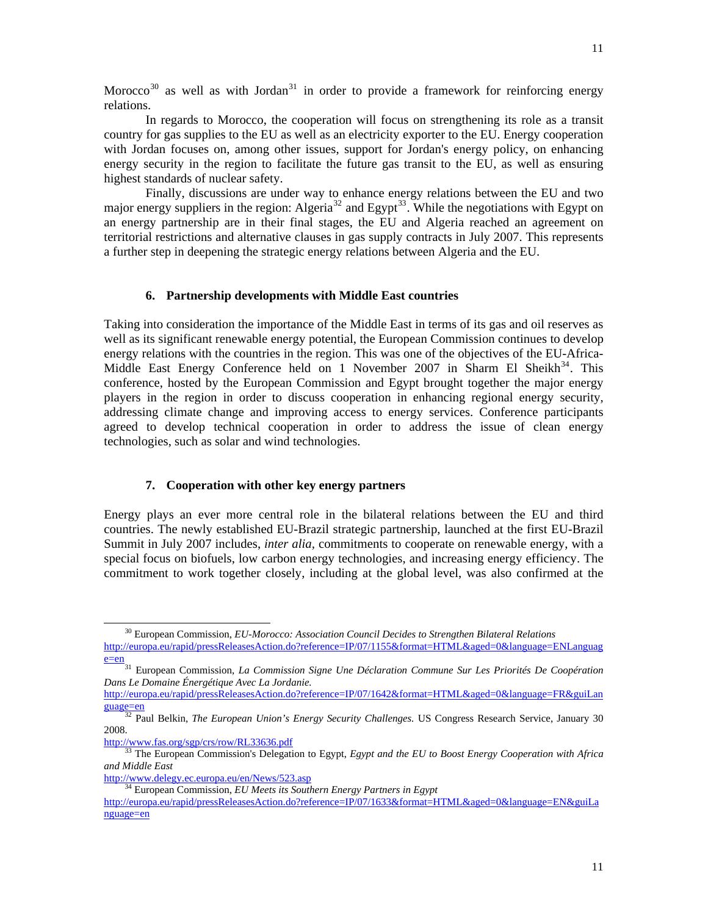Morocco[30] as well as with Jordan[31] in order to provide a framework for reinforcing energy relations.

In regards to Morocco, the cooperation will focus on strengthening its role as a transit country for gas supplies to the EU as well as an electricity exporter to the EU. Energy cooperation with Jordan focuses on, among other issues, support for Jordan's energy policy, on enhancing energy security in the region to facilitate the future gas transit to the EU, as well as ensuring highest standards of nuclear safety.

Finally, discussions are under way to enhance energy relations between the EU and two major energy suppliers in the region: Algeria[32] and Egypt[33]. While the negotiations with Egypt on an energy partnership are in their final stages, the EU and Algeria reached an agreement on territorial restrictions and alternative clauses in gas supply contracts in July 2007. This represents a further step in deepening the strategic energy relations between Algeria and the EU.

### 6. Partnership developments with Middle East countries

Taking into consideration the importance of the Middle East in terms of its gas and oil reserves as well as its significant renewable energy potential, the European Commission continues to develop energy relations with the countries in the region. This was one of the objectives of the EU-Africa-Middle East Energy Conference held on 1 November 2007 in Sharm El Sheikh[34]. This conference, hosted by the European Commission and Egypt brought together the major energy players in the region in order to discuss cooperation in enhancing regional energy security, addressing climate change and improving access to energy services. Conference participants agreed to develop technical cooperation in order to address the issue of clean energy technologies, such as solar and wind technologies.

### 7. Cooperation with other key energy partners

Energy plays an ever more central role in the bilateral relations between the EU and third countries. The newly established EU-Brazil strategic partnership, launched at the first EU-Brazil Summit in July 2007 includes, *inter alia*, commitments to cooperate on renewable energy, with a special focus on biofuels, low carbon energy technologies, and increasing energy efficiency. The commitment to work together closely, including at the global level, was also confirmed at the

---

[30] European Commission, *EU-Morocco: Association Council Decides to Strengthen Bilateral Relations* http://europa.eu/rapid/pressReleasesAction.do?reference=IP/07/1155&format=HTML&aged=0&language=ENLanguage=en

[31] European Commission, *La Commission Signe Une Déclaration Commune Sur Les Priorités De Coopération Dans Le Domaine Énergétique Avec La Jordanie.* http://europa.eu/rapid/pressReleasesAction.do?reference=IP/07/1642&format=HTML&aged=0&language=FR&guiLanguage=en

[32] Paul Belkin, *The European Union's Energy Security Challenges.* US Congress Research Service, January 30 2008. http://www.fas.org/sgp/crs/row/RL33636.pdf

[33] The European Commission's Delegation to Egypt, *Egypt and the EU to Boost Energy Cooperation with Africa and Middle East* http://www.delegy.ec.europa.eu/en/News/523.asp

[34] European Commission, *EU Meets its Southern Energy Partners in Egypt* http://europa.eu/rapid/pressReleasesAction.do?reference=IP/07/1633&format=HTML&aged=0&language=EN&guiLanguage=en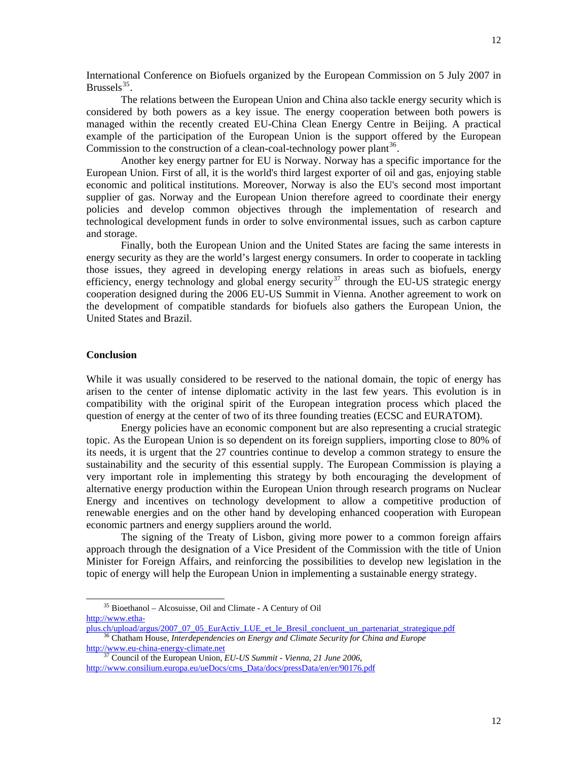International Conference on Biofuels organized by the European Commission on 5 July 2007 in Brussels[35].

The relations between the European Union and China also tackle energy security which is considered by both powers as a key issue. The energy cooperation between both powers is managed within the recently created EU-China Clean Energy Centre in Beijing. A practical example of the participation of the European Union is the support offered by the European Commission to the construction of a clean-coal-technology power plant[36].

Another key energy partner for EU is Norway. Norway has a specific importance for the European Union. First of all, it is the world's third largest exporter of oil and gas, enjoying stable economic and political institutions. Moreover, Norway is also the EU's second most important supplier of gas. Norway and the European Union therefore agreed to coordinate their energy policies and develop common objectives through the implementation of research and technological development funds in order to solve environmental issues, such as carbon capture and storage.

Finally, both the European Union and the United States are facing the same interests in energy security as they are the world's largest energy consumers. In order to cooperate in tackling those issues, they agreed in developing energy relations in areas such as biofuels, energy efficiency, energy technology and global energy security[37] through the EU-US strategic energy cooperation designed during the 2006 EU-US Summit in Vienna. Another agreement to work on the development of compatible standards for biofuels also gathers the European Union, the United States and Brazil.

## Conclusion

While it was usually considered to be reserved to the national domain, the topic of energy has arisen to the center of intense diplomatic activity in the last few years. This evolution is in compatibility with the original spirit of the European integration process which placed the question of energy at the center of two of its three founding treaties (ECSC and EURATOM).

Energy policies have an economic component but are also representing a crucial strategic topic. As the European Union is so dependent on its foreign suppliers, importing close to 80% of its needs, it is urgent that the 27 countries continue to develop a common strategy to ensure the sustainability and the security of this essential supply. The European Commission is playing a very important role in implementing this strategy by both encouraging the development of alternative energy production within the European Union through research programs on Nuclear Energy and incentives on technology development to allow a competitive production of renewable energies and on the other hand by developing enhanced cooperation with European economic partners and energy suppliers around the world.

The signing of the Treaty of Lisbon, giving more power to a common foreign affairs approach through the designation of a Vice President of the Commission with the title of Union Minister for Foreign Affairs, and reinforcing the possibilities to develop new legislation in the topic of energy will help the European Union in implementing a sustainable energy strategy.

---

[35] Bioethanol – Alcosuisse, Oil and Climate - A Century of Oil http://www.etha-plus.ch/upload/argus/2007_07_05_EurActiv_LUE_et_le_Bresil_concluent_un_partenariat_strategique.pdf

[36] Chatham House, *Interdependencies on Energy and Climate Security for China and Europe* http://www.eu-china-energy-climate.net

[37] Council of the European Union, *EU-US Summit - Vienna, 21 June 2006*, http://www.consilium.europa.eu/ueDocs/cms_Data/docs/pressData/en/er/90176.pdf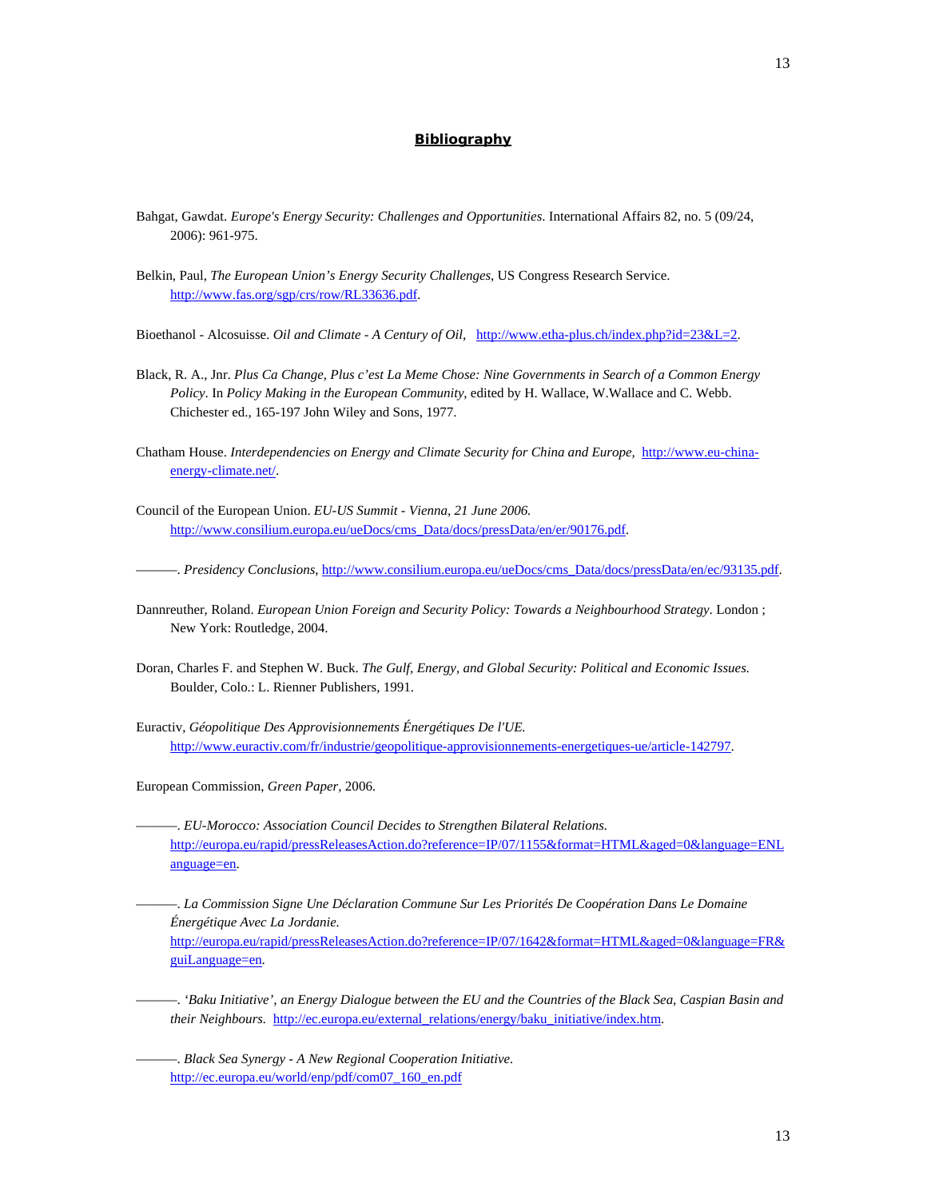# **Bibliography**

Bahgat, Gawdat. *Europe's Energy Security: Challenges and Opportunities*. International Affairs 82, no. 5 (09/24, 2006): 961-975.

Belkin, Paul, *The European Union's Energy Security Challenges*, US Congress Research Service. http://www.fas.org/sgp/crs/row/RL33636.pdf.

Bioethanol - Alcosuisse. *Oil and Climate - A Century of Oil*, http://www.etha-plus.ch/index.php?id=23&L=2.

Black, R. A., Jnr. *Plus Ca Change, Plus c'est La Meme Chose: Nine Governments in Search of a Common Energy Policy*. In *Policy Making in the European Community*, edited by H. Wallace, W.Wallace and C. Webb. Chichester ed., 165-197 John Wiley and Sons, 1977.

Chatham House. *Interdependencies on Energy and Climate Security for China and Europe*, http://www.eu-china-energy-climate.net/.

Council of the European Union. *EU-US Summit - Vienna, 21 June 2006.* http://www.consilium.europa.eu/ueDocs/cms_Data/docs/pressData/en/er/90176.pdf.

———. *Presidency Conclusions*, http://www.consilium.europa.eu/ueDocs/cms_Data/docs/pressData/en/ec/93135.pdf.

Dannreuther, Roland. *European Union Foreign and Security Policy: Towards a Neighbourhood Strategy*. London ; New York: Routledge, 2004.

Doran, Charles F. and Stephen W. Buck. *The Gulf, Energy, and Global Security: Political and Economic Issues.* Boulder, Colo.: L. Rienner Publishers, 1991.

Euractiv, *Géopolitique Des Approvisionnements Énergétiques De l'UE.* http://www.euractiv.com/fr/industrie/geopolitique-approvisionnements-energetiques-ue/article-142797.

European Commission, *Green Paper*, 2006.

———. *EU-Morocco: Association Council Decides to Strengthen Bilateral Relations.* http://europa.eu/rapid/pressReleasesAction.do?reference=IP/07/1155&format=HTML&aged=0&language=ENLanguage=en.

———. *La Commission Signe Une Déclaration Commune Sur Les Priorités De Coopération Dans Le Domaine Énergétique Avec La Jordanie.* http://europa.eu/rapid/pressReleasesAction.do?reference=IP/07/1642&format=HTML&aged=0&language=FR&guiLanguage=en.

———. *'Baku Initiative', an Energy Dialogue between the EU and the Countries of the Black Sea, Caspian Basin and their Neighbours.* http://ec.europa.eu/external_relations/energy/baku_initiative/index.htm.

———. *Black Sea Synergy - A New Regional Cooperation Initiative.* http://ec.europa.eu/world/enp/pdf/com07_160_en.pdf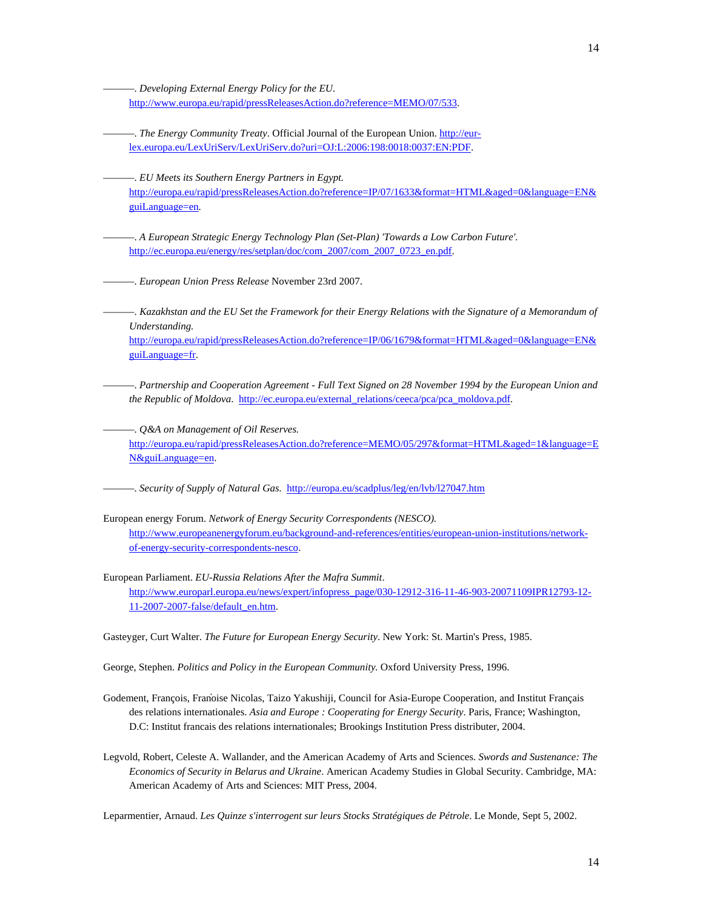———. *Developing External Energy Policy for the EU*. http://www.europa.eu/rapid/pressReleasesAction.do?reference=MEMO/07/533.

———. *The Energy Community Treaty*. Official Journal of the European Union. http://eur-lex.europa.eu/LexUriServ/LexUriServ.do?uri=OJ:L:2006:198:0018:0037:EN:PDF.

———. *EU Meets its Southern Energy Partners in Egypt.* http://europa.eu/rapid/pressReleasesAction.do?reference=IP/07/1633&format=HTML&aged=0&language=EN&guiLanguage=en.

———. *A European Strategic Energy Technology Plan (Set-Plan) 'Towards a Low Carbon Future'*. http://ec.europa.eu/energy/res/setplan/doc/com_2007/com_2007_0723_en.pdf.

———. *European Union Press Release* November 23rd 2007.

———. *Kazakhstan and the EU Set the Framework for their Energy Relations with the Signature of a Memorandum of Understanding.* http://europa.eu/rapid/pressReleasesAction.do?reference=IP/06/1679&format=HTML&aged=0&language=EN&guiLanguage=fr.

———. *Partnership and Cooperation Agreement - Full Text Signed on 28 November 1994 by the European Union and the Republic of Moldova*. http://ec.europa.eu/external_relations/ceeca/pca/pca_moldova.pdf.

———. *Q&A on Management of Oil Reserves.* http://europa.eu/rapid/pressReleasesAction.do?reference=MEMO/05/297&format=HTML&aged=1&language=EN&guiLanguage=en.

———. *Security of Supply of Natural Gas*. http://europa.eu/scadplus/leg/en/lvb/l27047.htm

European energy Forum. *Network of Energy Security Correspondents (NESCO).* http://www.europeanenergyforum.eu/background-and-references/entities/european-union-institutions/network-of-energy-security-correspondents-nesco.

European Parliament. *EU-Russia Relations After the Mafra Summit*. http://www.europarl.europa.eu/news/expert/infopress_page/030-12912-316-11-46-903-20071109IPR12793-12-11-2007-2007-false/default_en.htm.

Gasteyger, Curt Walter. *The Future for European Energy Security*. New York: St. Martin's Press, 1985.

George, Stephen. *Politics and Policy in the European Community.* Oxford University Press, 1996.

Godement, François, Françoise Nicolas, Taizo Yakushiji, Council for Asia-Europe Cooperation, and Institut Français des relations internationales. *Asia and Europe : Cooperating for Energy Security*. Paris, France; Washington, D.C: Institut francais des relations internationales; Brookings Institution Press distributer, 2004.

Legvold, Robert, Celeste A. Wallander, and the American Academy of Arts and Sciences. *Swords and Sustenance: The Economics of Security in Belarus and Ukraine*. American Academy Studies in Global Security. Cambridge, MA: American Academy of Arts and Sciences: MIT Press, 2004.

Leparmentier, Arnaud. *Les Quinze s'interrogent sur leurs Stocks Stratégiques de Pétrole*. Le Monde, Sept 5, 2002.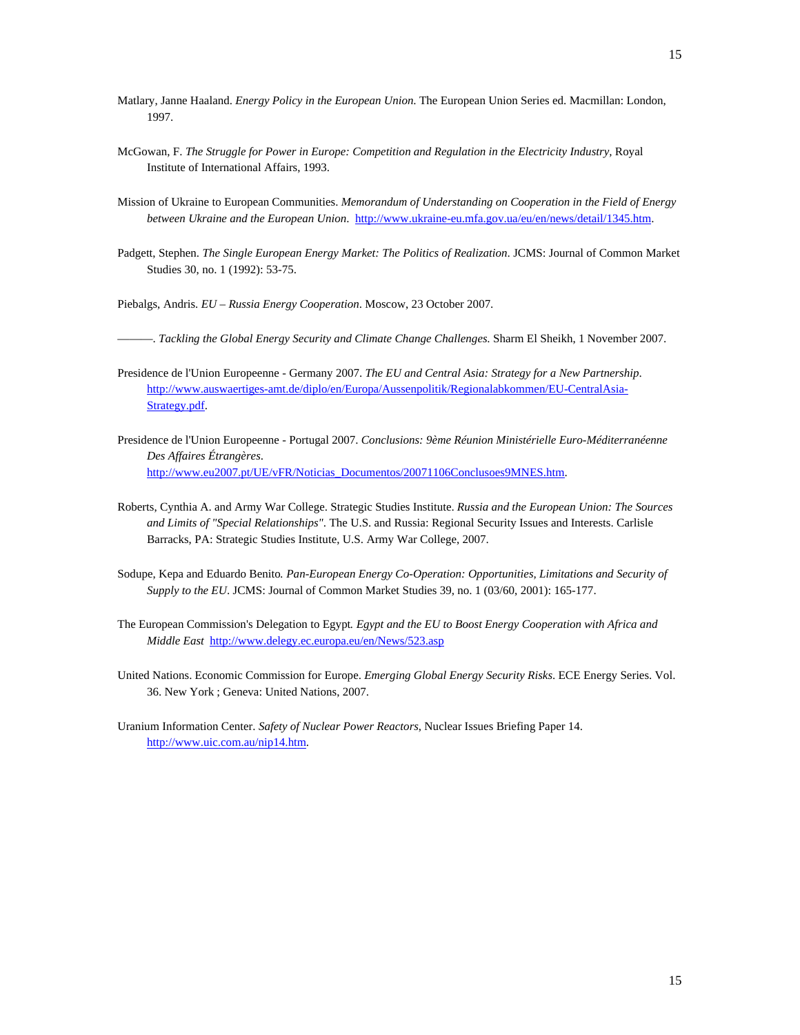Matlary, Janne Haaland. *Energy Policy in the European Union.* The European Union Series ed. Macmillan: London, 1997.

McGowan, F. *The Struggle for Power in Europe: Competition and Regulation in the Electricity Industry*, Royal Institute of International Affairs, 1993.

Mission of Ukraine to European Communities. *Memorandum of Understanding on Cooperation in the Field of Energy between Ukraine and the European Union*. http://www.ukraine-eu.mfa.gov.ua/eu/en/news/detail/1345.htm.

Padgett, Stephen. *The Single European Energy Market: The Politics of Realization*. JCMS: Journal of Common Market Studies 30, no. 1 (1992): 53-75.

Piebalgs, Andris. *EU – Russia Energy Cooperation*. Moscow, 23 October 2007.

———. *Tackling the Global Energy Security and Climate Change Challenges.* Sharm El Sheikh, 1 November 2007.

Presidence de l'Union Europeenne - Germany 2007. *The EU and Central Asia: Strategy for a New Partnership*. http://www.auswaertiges-amt.de/diplo/en/Europa/Aussenpolitik/Regionalabkommen/EU-CentralAsia-Strategy.pdf.

Presidence de l'Union Europeenne - Portugal 2007. *Conclusions: 9ème Réunion Ministérielle Euro-Méditerranéenne Des Affaires Étrangères*. http://www.eu2007.pt/UE/vFR/Noticias_Documentos/20071106Conclusoes9MNES.htm.

Roberts, Cynthia A. and Army War College. Strategic Studies Institute. *Russia and the European Union: The Sources and Limits of "Special Relationships"*. The U.S. and Russia: Regional Security Issues and Interests. Carlisle Barracks, PA: Strategic Studies Institute, U.S. Army War College, 2007.

Sodupe, Kepa and Eduardo Benito*. Pan-European Energy Co-Operation: Opportunities, Limitations and Security of Supply to the EU*. JCMS: Journal of Common Market Studies 39, no. 1 (03/60, 2001): 165-177.

The European Commission's Delegation to Egypt*. Egypt and the EU to Boost Energy Cooperation with Africa and Middle East* http://www.delegy.ec.europa.eu/en/News/523.asp

United Nations. Economic Commission for Europe. *Emerging Global Energy Security Risks*. ECE Energy Series. Vol. 36. New York ; Geneva: United Nations, 2007.

Uranium Information Center. *Safety of Nuclear Power Reactors*, Nuclear Issues Briefing Paper 14. http://www.uic.com.au/nip14.htm.